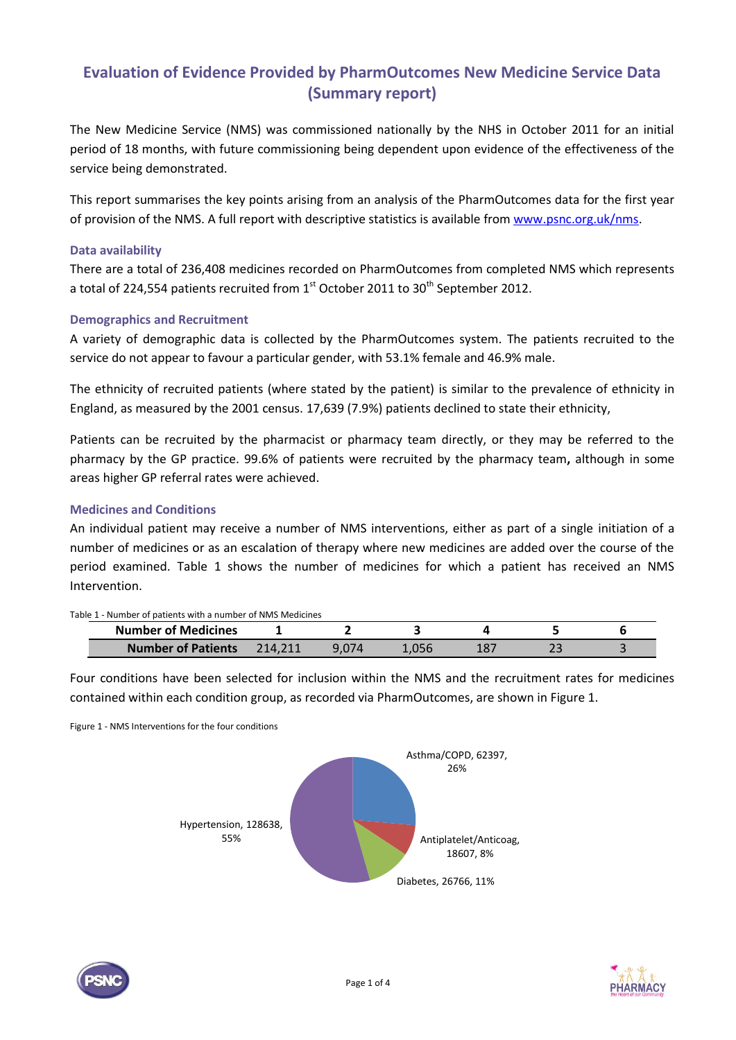# Evaluation of Evidence Provided by PharmOutcomes New Medicine Service Data (Summary report)

The New Medicine Service (NMS) was commissioned nationally by the NHS in October 2011 for an initial period of 18 months, with future commissioning being dependent upon evidence of the effectiveness of the service being demonstrated.

This report summarises the key points arising from an analysis of the PharmOutcomes data for the first year of provision of the NMS. A full report with descriptive statistics is available from www.psnc.org.uk/nms.

### Data availability

There are a total of 236,408 medicines recorded on PharmOutcomes from completed NMS which represents a total of 224,554 patients recruited from 1st October 2011 to 30th September 2012.

### Demographics and Recruitment

A variety of demographic data is collected by the PharmOutcomes system. The patients recruited to the service do not appear to favour a particular gender, with 53.1% female and 46.9% male.

The ethnicity of recruited patients (where stated by the patient) is similar to the prevalence of ethnicity in England, as measured by the 2001 census. 17,639 (7.9%) patients declined to state their ethnicity,

Patients can be recruited by the pharmacist or pharmacy team directly, or they may be referred to the pharmacy by the GP practice. 99.6% of patients were recruited by the pharmacy team**,** although in some areas higher GP referral rates were achieved.

### Medicines and Conditions

An individual patient may receive a number of NMS interventions, either as part of a single initiation of a number of medicines or as an escalation of therapy where new medicines are added over the course of the period examined. Table 1 shows the number of medicines for which a patient has received an NMS Intervention.

Table 1 - Number of patients with a number of NMS Medicines

| Number of Medicines | 1 | 2 | 3 | 4 | 5 | 6 |
|---|---|---|---|---|---|---|
| Number of Patients | 214,211 | 9,074 | 1,056 | 187 | 23 | 3 |

Four conditions have been selected for inclusion within the NMS and the recruitment rates for medicines contained within each condition group, as recorded via PharmOutcomes, are shown in Figure 1.

Figure 1 - NMS Interventions for the four conditions

| Condition | Number | Percentage |
|---|---|---|
| Asthma/COPD | 62397 | 26% |
| Antiplatelet/Anticoag | 18607 | 8% |
| Diabetes | 26766 | 11% |
| Hypertension | 128638 | 55% |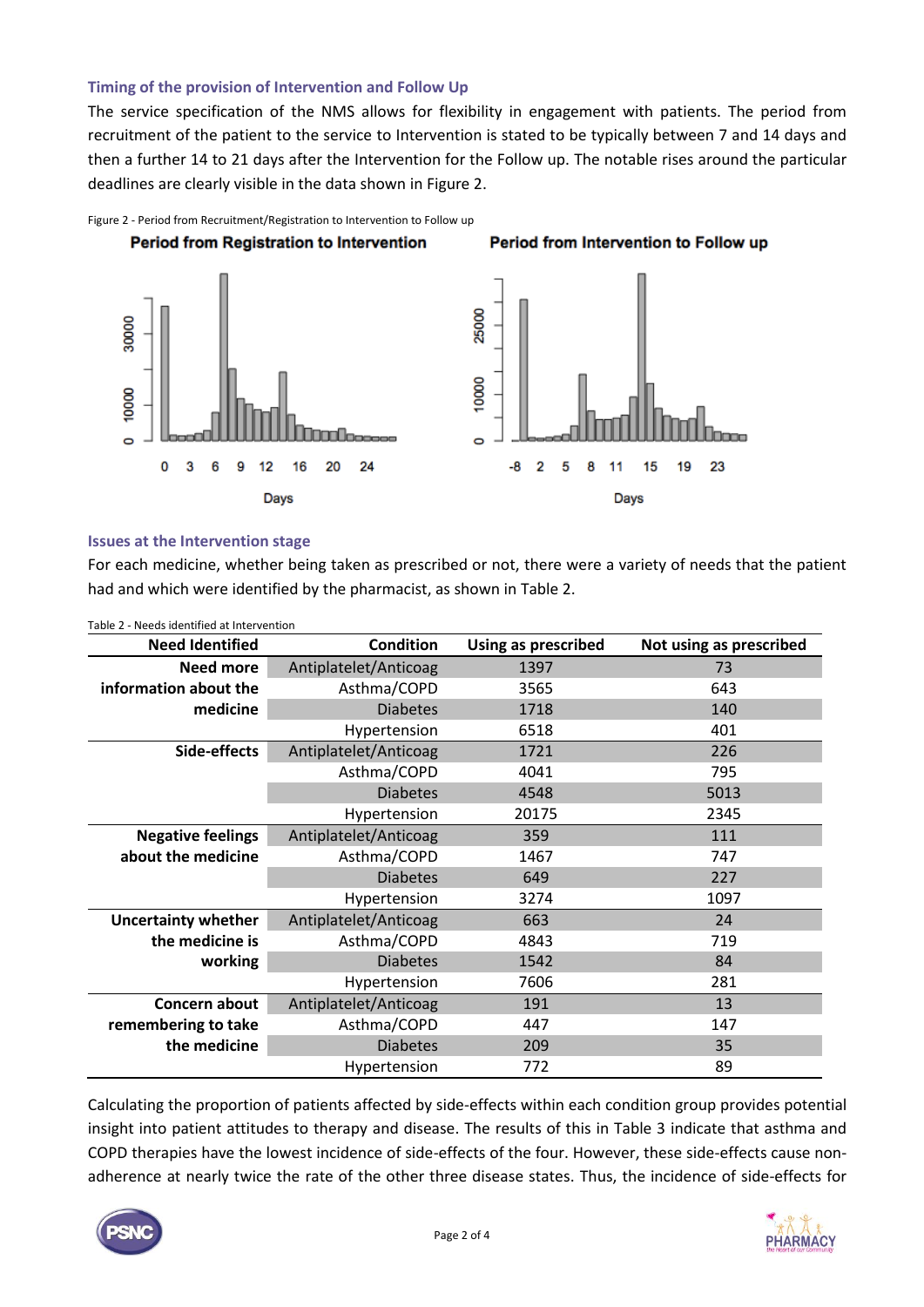### Timing of the provision of Intervention and Follow Up

The service specification of the NMS allows for flexibility in engagement with patients. The period from recruitment of the patient to the service to Intervention is stated to be typically between 7 and 14 days and then a further 14 to 21 days after the Intervention for the Follow up. The notable rises around the particular deadlines are clearly visible in the data shown in Figure 2.

Figure 2 - Period from Recruitment/Registration to Intervention to Follow up

### Issues at the Intervention stage

For each medicine, whether being taken as prescribed or not, there were a variety of needs that the patient had and which were identified by the pharmacist, as shown in Table 2.

Table 2 - Needs identified at Intervention

| Need Identified | Condition | Using as prescribed | Not using as prescribed |
|---|---|---|---|
| Need more information about the medicine | Antiplatelet/Anticoag | 1397 | 73 |
| | Asthma/COPD | 3565 | 643 |
| | Diabetes | 1718 | 140 |
| | Hypertension | 6518 | 401 |
| Side-effects | Antiplatelet/Anticoag | 1721 | 226 |
| | Asthma/COPD | 4041 | 795 |
| | Diabetes | 4548 | 5013 |
| | Hypertension | 20175 | 2345 |
| Negative feelings about the medicine | Antiplatelet/Anticoag | 359 | 111 |
| | Asthma/COPD | 1467 | 747 |
| | Diabetes | 649 | 227 |
| | Hypertension | 3274 | 1097 |
| Uncertainty whether the medicine is working | Antiplatelet/Anticoag | 663 | 24 |
| | Asthma/COPD | 4843 | 719 |
| | Diabetes | 1542 | 84 |
| | Hypertension | 7606 | 281 |
| Concern about remembering to take the medicine | Antiplatelet/Anticoag | 191 | 13 |
| | Asthma/COPD | 447 | 147 |
| | Diabetes | 209 | 35 |
| | Hypertension | 772 | 89 |

Calculating the proportion of patients affected by side-effects within each condition group provides potential insight into patient attitudes to therapy and disease. The results of this in Table 3 indicate that asthma and COPD therapies have the lowest incidence of side-effects of the four. However, these side-effects cause non-adherence at nearly twice the rate of the other three disease states. Thus, the incidence of side-effects for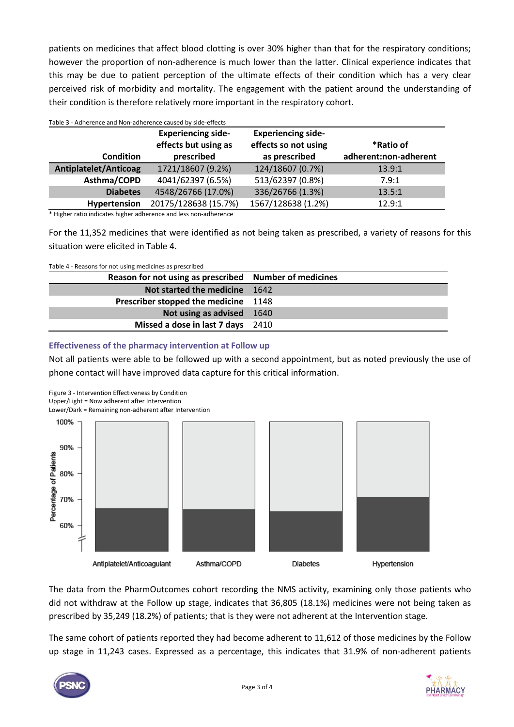patients on medicines that affect blood clotting is over 30% higher than that for the respiratory conditions; however the proportion of non-adherence is much lower than the latter. Clinical experience indicates that this may be due to patient perception of the ultimate effects of their condition which has a very clear perceived risk of morbidity and mortality. The engagement with the patient around the understanding of their condition is therefore relatively more important in the respiratory cohort.

Table 3 - Adherence and Non-adherence caused by side-effects

| Condition | Experiencing side-effects but using as prescribed | Experiencing side-effects so not using as prescribed | *Ratio of adherent:non-adherent |
|---|---|---|---|
| Antiplatelet/Anticoag | 1721/18607 (9.2%) | 124/18607 (0.7%) | 13.9:1 |
| Asthma/COPD | 4041/62397 (6.5%) | 513/62397 (0.8%) | 7.9:1 |
| Diabetes | 4548/26766 (17.0%) | 336/26766 (1.3%) | 13.5:1 |
| Hypertension | 20175/128638 (15.7%) | 1567/128638 (1.2%) | 12.9:1 |

* Higher ratio indicates higher adherence and less non-adherence

For the 11,352 medicines that were identified as not being taken as prescribed, a variety of reasons for this situation were elicited in Table 4.

Table 4 - Reasons for not using medicines as prescribed

| Reason for not using as prescribed | Number of medicines |
|---|---|
| Not started the medicine | 1642 |
| Prescriber stopped the medicine | 1148 |
| Not using as advised | 1640 |
| Missed a dose in last 7 days | 2410 |

### Effectiveness of the pharmacy intervention at Follow up

Not all patients were able to be followed up with a second appointment, but as noted previously the use of phone contact will have improved data capture for this critical information.

Figure 3 - Intervention Effectiveness by Condition
Upper/Light = Now adherent after Intervention
Lower/Dark = Remaining non-adherent after Intervention

The data from the PharmOutcomes cohort recording the NMS activity, examining only those patients who did not withdraw at the Follow up stage, indicates that 36,805 (18.1%) medicines were not being taken as prescribed by 35,249 (18.2%) of patients; that is they were not adherent at the Intervention stage.

The same cohort of patients reported they had become adherent to 11,612 of those medicines by the Follow up stage in 11,243 cases. Expressed as a percentage, this indicates that 31.9% of non-adherent patients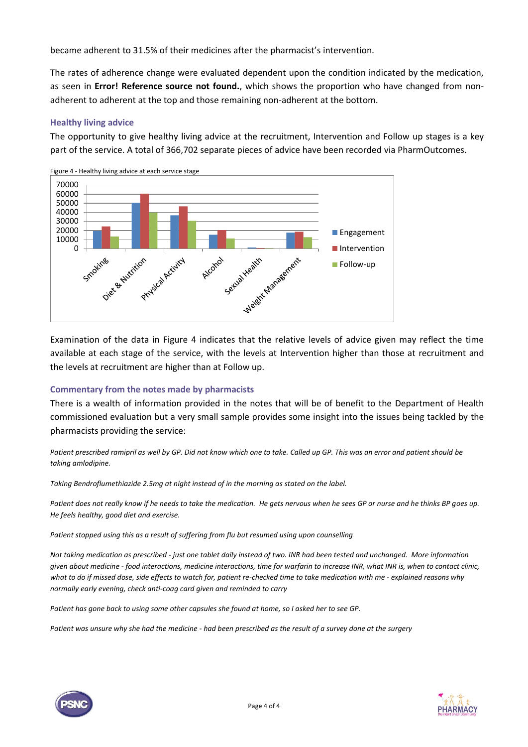became adherent to 31.5% of their medicines after the pharmacist's intervention.

The rates of adherence change were evaluated dependent upon the condition indicated by the medication, as seen in **Error! Reference source not found.**, which shows the proportion who have changed from non-adherent to adherent at the top and those remaining non-adherent at the bottom.

### Healthy living advice

The opportunity to give healthy living advice at the recruitment, Intervention and Follow up stages is a key part of the service. A total of 366,702 separate pieces of advice have been recorded via PharmOutcomes.

Figure 4 - Healthy living advice at each service stage

70000
60000
50000
40000
30000
20000
10000
0

Smoking
Diet & Nutrition
Physical Activity
Alcohol
Sexual Health
Weight Management

Engagement
Intervention
Follow-up

Examination of the data in Figure 4 indicates that the relative levels of advice given may reflect the time available at each stage of the service, with the levels at Intervention higher than those at recruitment and the levels at recruitment are higher than at Follow up.

### Commentary from the notes made by pharmacists

There is a wealth of information provided in the notes that will be of benefit to the Department of Health commissioned evaluation but a very small sample provides some insight into the issues being tackled by the pharmacists providing the service:

*Patient prescribed ramipril as well by GP. Did not know which one to take. Called up GP. This was an error and patient should be taking amlodipine.*

*Taking Bendroflumethiazide 2.5mg at night instead of in the morning as stated on the label.*

*Patient does not really know if he needs to take the medication. He gets nervous when he sees GP or nurse and he thinks BP goes up. He feels healthy, good diet and exercise.*

*Patient stopped using this as a result of suffering from flu but resumed using upon counselling*

*Not taking medication as prescribed - just one tablet daily instead of two. INR had been tested and unchanged. More information given about medicine - food interactions, medicine interactions, time for warfarin to increase INR, what INR is, when to contact clinic, what to do if missed dose, side effects to watch for, patient re-checked time to take medication with me - explained reasons why normally early evening, check anti-coag card given and reminded to carry*

*Patient has gone back to using some other capsules she found at home, so I asked her to see GP.*

*Patient was unsure why she had the medicine - had been prescribed as the result of a survey done at the surgery*